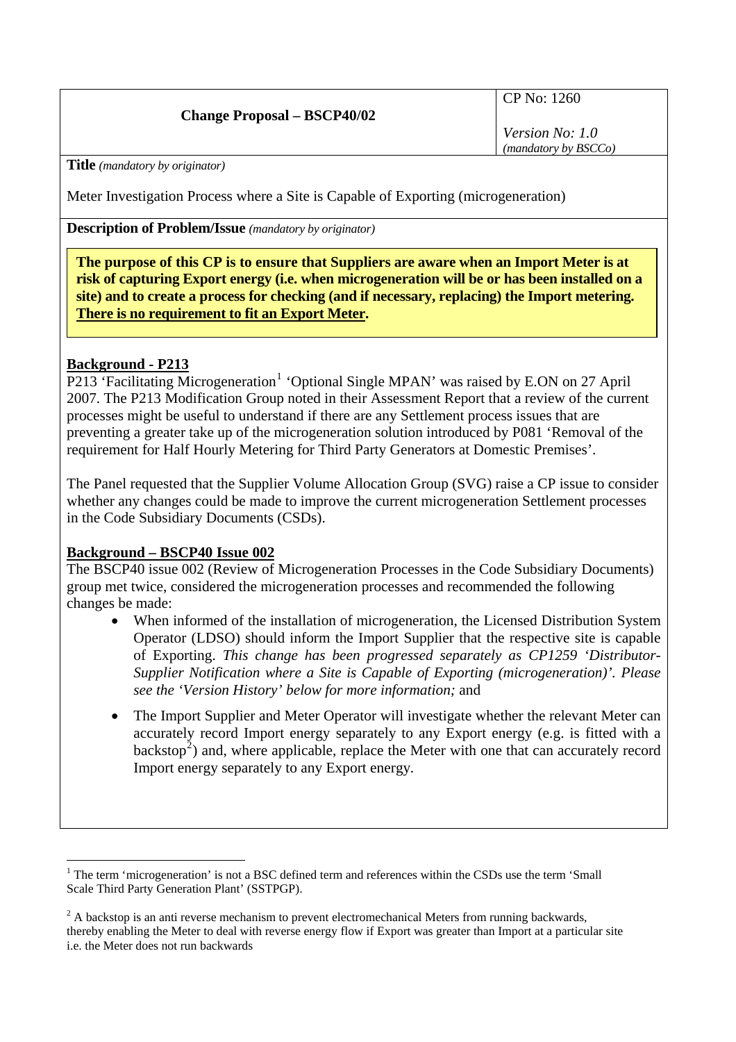| Change Proposal – BSCP40/02 | CP No: 1260<br><br>*Version No: 1.0*<br>*(mandatory by BSCCo)* |
|---|---|

**Title** *(mandatory by originator)*

Meter Investigation Process where a Site is Capable of Exporting (microgeneration)

**Description of Problem/Issue** *(mandatory by originator)*

**The purpose of this CP is to ensure that Suppliers are aware when an Import Meter is at risk of capturing Export energy (i.e. when microgeneration will be or has been installed on a site) and to create a process for checking (and if necessary, replacing) the Import metering. <u>There is no requirement to fit an Export Meter</u>.**

**<u>Background - P213</u>**

P213 'Facilitating Microgeneration[1] 'Optional Single MPAN' was raised by E.ON on 27 April 2007. The P213 Modification Group noted in their Assessment Report that a review of the current processes might be useful to understand if there are any Settlement process issues that are preventing a greater take up of the microgeneration solution introduced by P081 'Removal of the requirement for Half Hourly Metering for Third Party Generators at Domestic Premises'.

The Panel requested that the Supplier Volume Allocation Group (SVG) raise a CP issue to consider whether any changes could be made to improve the current microgeneration Settlement processes in the Code Subsidiary Documents (CSDs).

**<u>Background – BSCP40 Issue 002</u>**

The BSCP40 issue 002 (Review of Microgeneration Processes in the Code Subsidiary Documents) group met twice, considered the microgeneration processes and recommended the following changes be made:

- When informed of the installation of microgeneration, the Licensed Distribution System Operator (LDSO) should inform the Import Supplier that the respective site is capable of Exporting. *This change has been progressed separately as CP1259 'Distributor-Supplier Notification where a Site is Capable of Exporting (microgeneration)'. Please see the 'Version History' below for more information;* and
- The Import Supplier and Meter Operator will investigate whether the relevant Meter can accurately record Import energy separately to any Export energy (e.g. is fitted with a backstop[2]) and, where applicable, replace the Meter with one that can accurately record Import energy separately to any Export energy.

---

[1] The term 'microgeneration' is not a BSC defined term and references within the CSDs use the term 'Small Scale Third Party Generation Plant' (SSTPGP).

[2] A backstop is an anti reverse mechanism to prevent electromechanical Meters from running backwards, thereby enabling the Meter to deal with reverse energy flow if Export was greater than Import at a particular site i.e. the Meter does not run backwards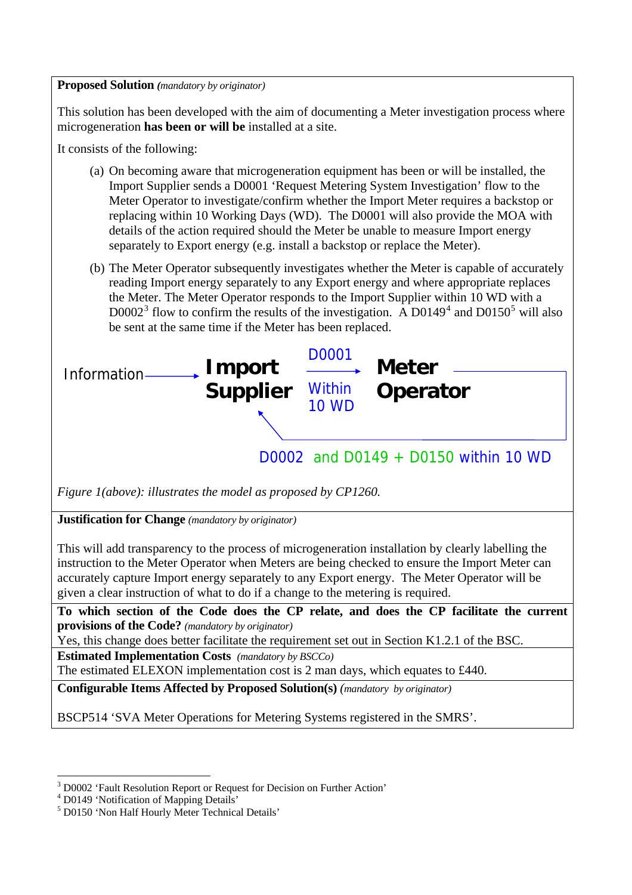**Proposed Solution** *(mandatory by originator)*

This solution has been developed with the aim of documenting a Meter investigation process where microgeneration **has been or will be** installed at a site.

It consists of the following:

(a) On becoming aware that microgeneration equipment has been or will be installed, the Import Supplier sends a D0001 'Request Metering System Investigation' flow to the Meter Operator to investigate/confirm whether the Import Meter requires a backstop or replacing within 10 Working Days (WD). The D0001 will also provide the MOA with details of the action required should the Meter be unable to measure Import energy separately to Export energy (e.g. install a backstop or replace the Meter).

(b) The Meter Operator subsequently investigates whether the Meter is capable of accurately reading Import energy separately to any Export energy and where appropriate replaces the Meter. The Meter Operator responds to the Import Supplier within 10 WD with a D0002[3] flow to confirm the results of the investigation. A D0149[4] and D0150[5] will also be sent at the same time if the Meter has been replaced.

Information → **Import Supplier** — D0001 Within 10 WD → **Meter Operator**

D0002 and D0149 + D0150 within 10 WD

*Figure 1(above): illustrates the model as proposed by CP1260.*

**Justification for Change** *(mandatory by originator)*

This will add transparency to the process of microgeneration installation by clearly labelling the instruction to the Meter Operator when Meters are being checked to ensure the Import Meter can accurately capture Import energy separately to any Export energy. The Meter Operator will be given a clear instruction of what to do if a change to the metering is required.

**To which section of the Code does the CP relate, and does the CP facilitate the current provisions of the Code?** *(mandatory by originator)*

Yes, this change does better facilitate the requirement set out in Section K1.2.1 of the BSC.

**Estimated Implementation Costs** *(mandatory by BSCCo)*

The estimated ELEXON implementation cost is 2 man days, which equates to £440.

**Configurable Items Affected by Proposed Solution(s)** *(mandatory by originator)*

BSCP514 'SVA Meter Operations for Metering Systems registered in the SMRS'.

---

[3] D0002 'Fault Resolution Report or Request for Decision on Further Action'

[4] D0149 'Notification of Mapping Details'

[5] D0150 'Non Half Hourly Meter Technical Details'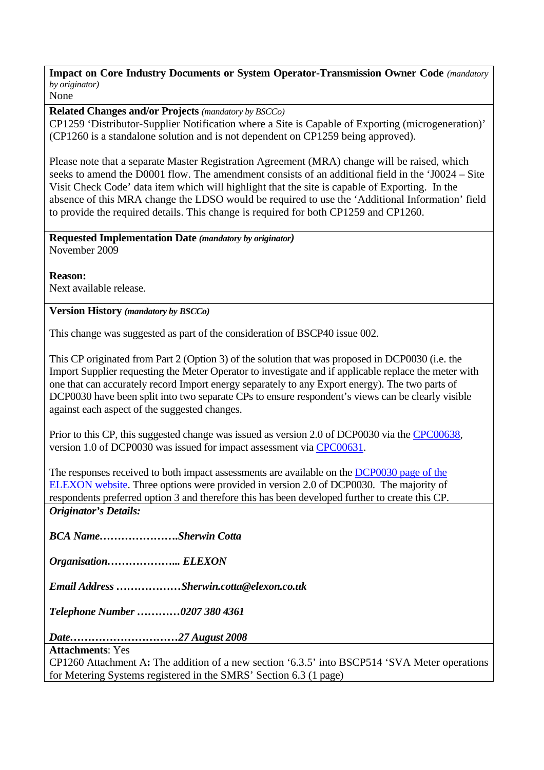**Impact on Core Industry Documents or System Operator-Transmission Owner Code** *(mandatory by originator)*

None

**Related Changes and/or Projects** *(mandatory by BSCCo)*

CP1259 'Distributor-Supplier Notification where a Site is Capable of Exporting (microgeneration)' (CP1260 is a standalone solution and is not dependent on CP1259 being approved).

Please note that a separate Master Registration Agreement (MRA) change will be raised, which seeks to amend the D0001 flow. The amendment consists of an additional field in the 'J0024 – Site Visit Check Code' data item which will highlight that the site is capable of Exporting. In the absence of this MRA change the LDSO would be required to use the 'Additional Information' field to provide the required details. This change is required for both CP1259 and CP1260.

**Requested Implementation Date** ***(mandatory by originator)***

November 2009

**Reason:**

Next available release.

**Version History** ***(mandatory by BSCCo)***

This change was suggested as part of the consideration of BSCP40 issue 002.

This CP originated from Part 2 (Option 3) of the solution that was proposed in DCP0030 (i.e. the Import Supplier requesting the Meter Operator to investigate and if applicable replace the meter with one that can accurately record Import energy separately to any Export energy). The two parts of DCP0030 have been split into two separate CPs to ensure respondent's views can be clearly visible against each aspect of the suggested changes.

Prior to this CP, this suggested change was issued as version 2.0 of DCP0030 via the CPC00638, version 1.0 of DCP0030 was issued for impact assessment via CPC00631.

The responses received to both impact assessments are available on the DCP0030 page of the ELEXON website. Three options were provided in version 2.0 of DCP0030. The majority of respondents preferred option 3 and therefore this has been developed further to create this CP.

***Originator's Details:***

***BCA Name………………….Sherwin Cotta***

***Organisation……………….. ELEXON***

***Email Address ………………Sherwin.cotta@elexon.co.uk***

***Telephone Number …………0207 380 4361***

***Date…………………………27 August 2008***

**Attachments**: Yes

CP1260 Attachment A**:** The addition of a new section '6.3.5' into BSCP514 'SVA Meter operations for Metering Systems registered in the SMRS' Section 6.3 (1 page)